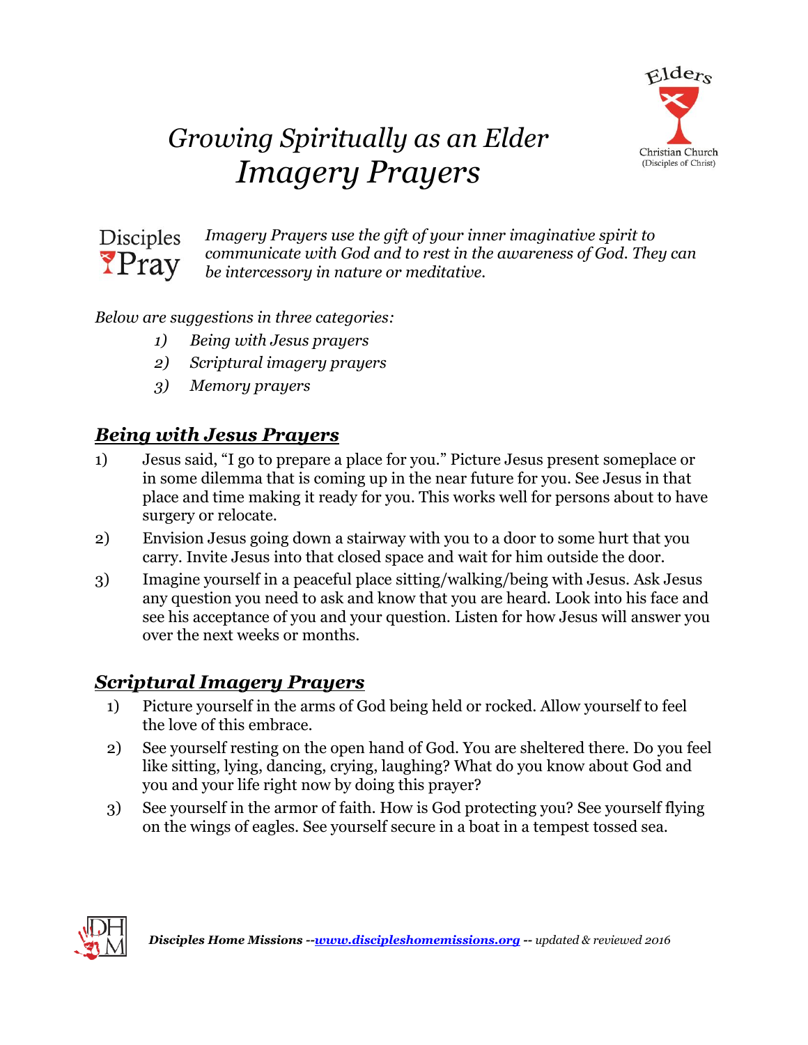# *Growing Spiritually as an Elder*
# *Imagery Prayers*

Elders
Christian Church
(Disciples of Christ)

Disciples Pray

*Imagery Prayers use the gift of your inner imaginative spirit to communicate with God and to rest in the awareness of God. They can be intercessory in nature or meditative.*

*Below are suggestions in three categories:*

1) *Being with Jesus prayers*
2) *Scriptural imagery prayers*
3) *Memory prayers*

## ***Being with Jesus Prayers***

1) Jesus said, "I go to prepare a place for you." Picture Jesus present someplace or in some dilemma that is coming up in the near future for you. See Jesus in that place and time making it ready for you. This works well for persons about to have surgery or relocate.
2) Envision Jesus going down a stairway with you to a door to some hurt that you carry. Invite Jesus into that closed space and wait for him outside the door.
3) Imagine yourself in a peaceful place sitting/walking/being with Jesus. Ask Jesus any question you need to ask and know that you are heard. Look into his face and see his acceptance of you and your question. Listen for how Jesus will answer you over the next weeks or months.

## ***Scriptural Imagery Prayers***

1) Picture yourself in the arms of God being held or rocked. Allow yourself to feel the love of this embrace.
2) See yourself resting on the open hand of God. You are sheltered there. Do you feel like sitting, lying, dancing, crying, laughing? What do you know about God and you and your life right now by doing this prayer?
3) See yourself in the armor of faith. How is God protecting you? See yourself flying on the wings of eagles. See yourself secure in a boat in a tempest tossed sea.

***Disciples Home Missions --[www.discipleshomemissions.org](http://www.discipleshomemissions.org) --*** *updated & reviewed 2016*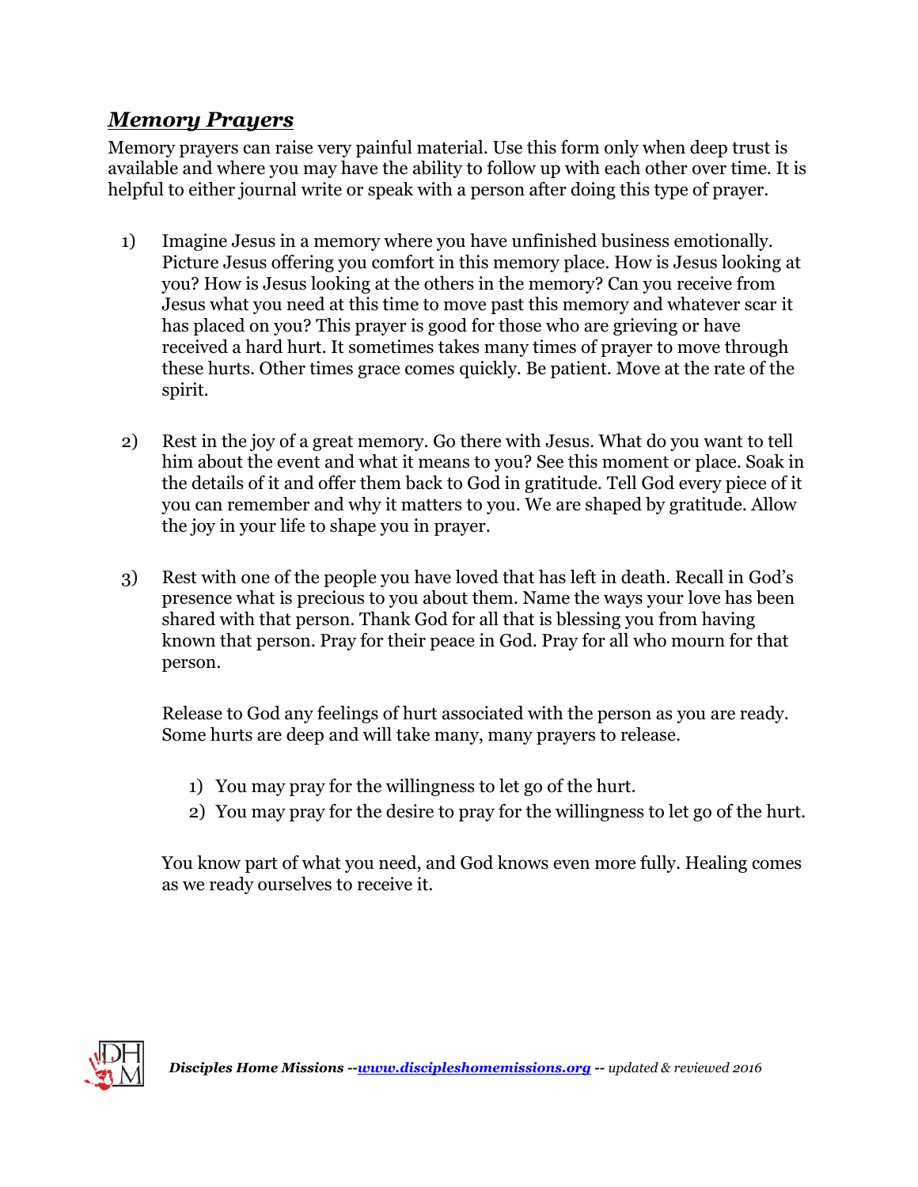## ***Memory Prayers***

Memory prayers can raise very painful material. Use this form only when deep trust is available and where you may have the ability to follow up with each other over time. It is helpful to either journal write or speak with a person after doing this type of prayer.

1) Imagine Jesus in a memory where you have unfinished business emotionally. Picture Jesus offering you comfort in this memory place. How is Jesus looking at you? How is Jesus looking at the others in the memory? Can you receive from Jesus what you need at this time to move past this memory and whatever scar it has placed on you? This prayer is good for those who are grieving or have received a hard hurt. It sometimes takes many times of prayer to move through these hurts. Other times grace comes quickly. Be patient. Move at the rate of the spirit.

2) Rest in the joy of a great memory. Go there with Jesus. What do you want to tell him about the event and what it means to you? See this moment or place. Soak in the details of it and offer them back to God in gratitude. Tell God every piece of it you can remember and why it matters to you. We are shaped by gratitude. Allow the joy in your life to shape you in prayer.

3) Rest with one of the people you have loved that has left in death. Recall in God's presence what is precious to you about them. Name the ways your love has been shared with that person. Thank God for all that is blessing you from having known that person. Pray for their peace in God. Pray for all who mourn for that person.

   Release to God any feelings of hurt associated with the person as you are ready. Some hurts are deep and will take many, many prayers to release.

   1) You may pray for the willingness to let go of the hurt.
   2) You may pray for the desire to pray for the willingness to let go of the hurt.

   You know part of what you need, and God knows even more fully. Healing comes as we ready ourselves to receive it.

***Disciples Home Missions --[www.discipleshomemissions.org](http://www.discipleshomemissions.org) --*** *updated & reviewed 2016*